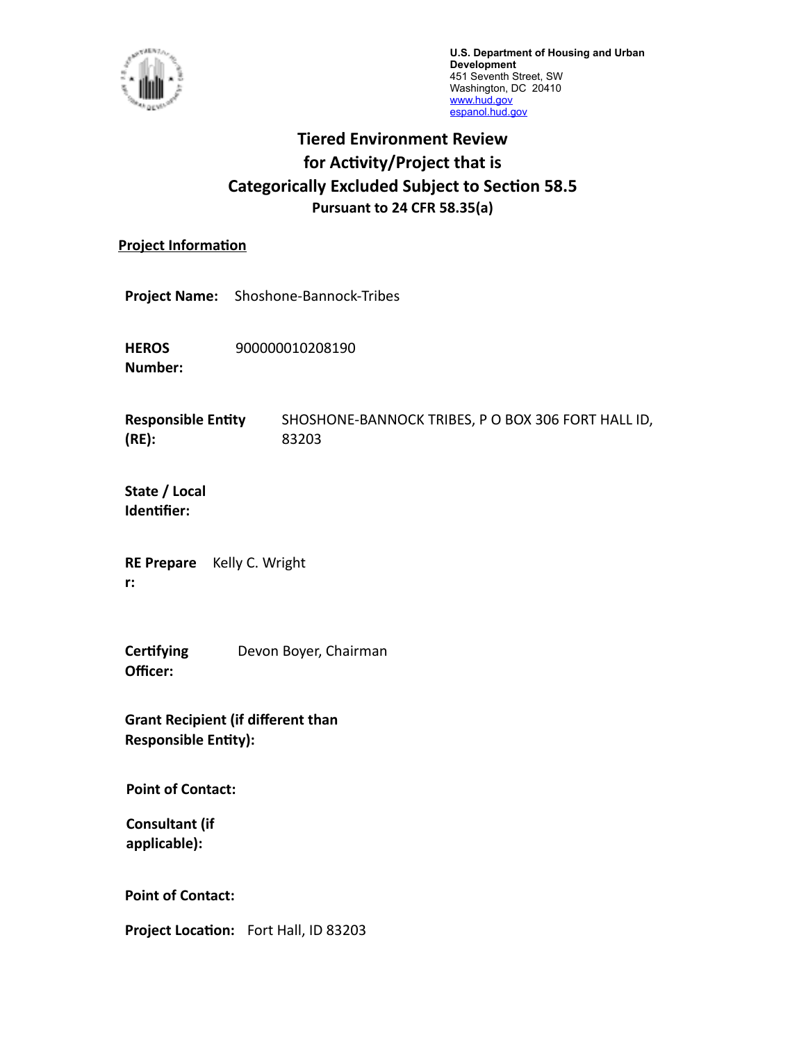U.S. Department of Housing and Urban Development
451 Seventh Street, SW
Washington, DC 20410
www.hud.gov
espanol.hud.gov

# Tiered Environment Review for Activity/Project that is Categorically Excluded Subject to Section 58.5

### Pursuant to 24 CFR 58.35(a)

**Project Information**

**Project Name:** Shoshone-Bannock-Tribes

**HEROS Number:** 900000010208190

**Responsible Entity (RE):** SHOSHONE-BANNOCK TRIBES, P O BOX 306 FORT HALL ID, 83203

**State / Local Identifier:**

**RE Preparer:** Kelly C. Wright

**Certifying Officer:** Devon Boyer, Chairman

**Grant Recipient (if different than Responsible Entity):**

**Point of Contact:**

**Consultant (if applicable):**

**Point of Contact:**

**Project Location:** Fort Hall, ID 83203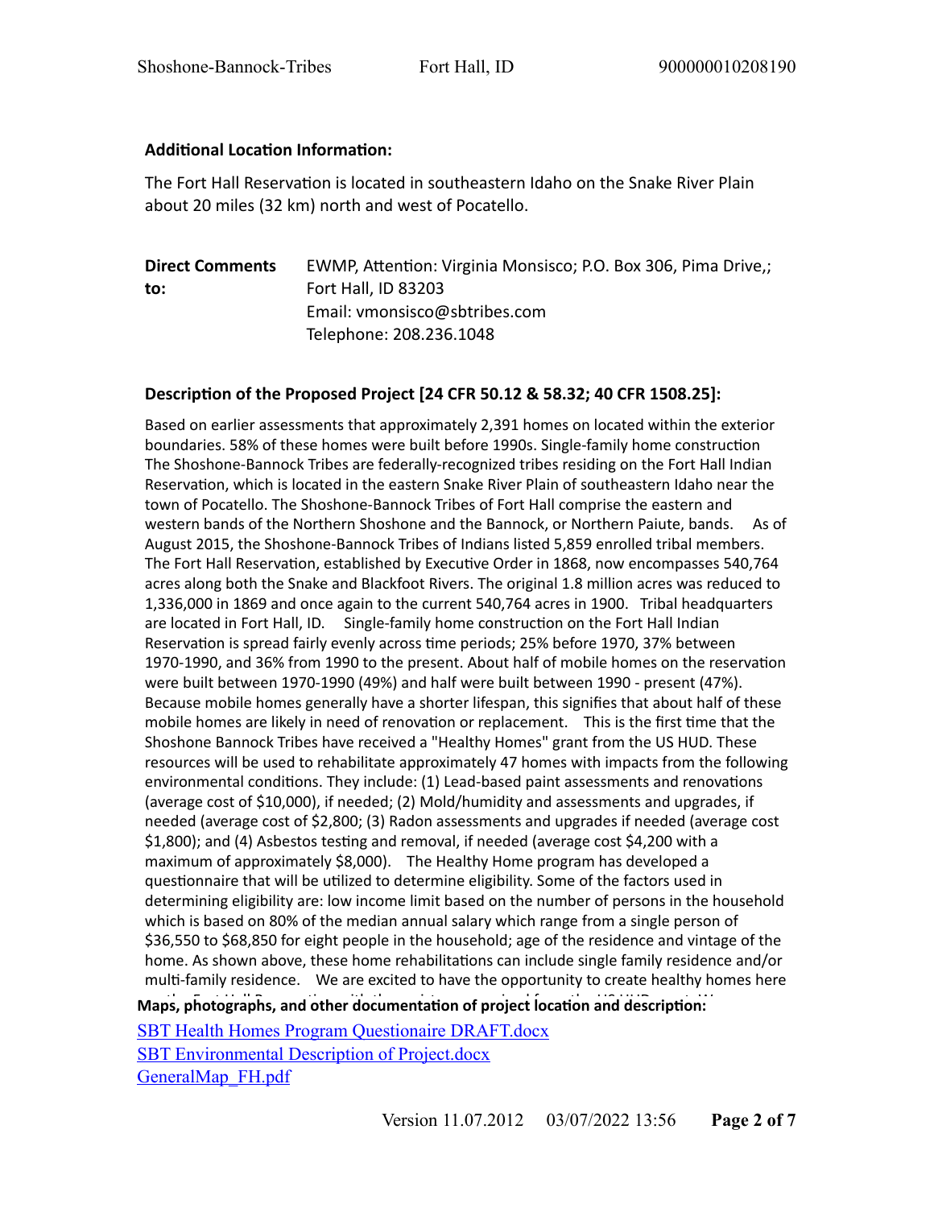**Additional Location Information:**

The Fort Hall Reservation is located in southeastern Idaho on the Snake River Plain about 20 miles (32 km) north and west of Pocatello.

| **Direct Comments to:** | EWMP, Attention: Virginia Monsisco; P.O. Box 306, Pima Drive,; Fort Hall, ID 83203<br>Email: vmonsisco@sbtribes.com<br>Telephone: 208.236.1048 |
|---|---|

**Description of the Proposed Project [24 CFR 50.12 & 58.32; 40 CFR 1508.25]:**

Based on earlier assessments that approximately 2,391 homes on located within the exterior boundaries. 58% of these homes were built before 1990s. Single-family home construction The Shoshone-Bannock Tribes are federally-recognized tribes residing on the Fort Hall Indian Reservation, which is located in the eastern Snake River Plain of southeastern Idaho near the town of Pocatello. The Shoshone-Bannock Tribes of Fort Hall comprise the eastern and western bands of the Northern Shoshone and the Bannock, or Northern Paiute, bands. As of August 2015, the Shoshone-Bannock Tribes of Indians listed 5,859 enrolled tribal members. The Fort Hall Reservation, established by Executive Order in 1868, now encompasses 540,764 acres along both the Snake and Blackfoot Rivers. The original 1.8 million acres was reduced to 1,336,000 in 1869 and once again to the current 540,764 acres in 1900. Tribal headquarters are located in Fort Hall, ID. Single-family home construction on the Fort Hall Indian Reservation is spread fairly evenly across time periods; 25% before 1970, 37% between 1970-1990, and 36% from 1990 to the present. About half of mobile homes on the reservation were built between 1970-1990 (49%) and half were built between 1990 - present (47%). Because mobile homes generally have a shorter lifespan, this signifies that about half of these mobile homes are likely in need of renovation or replacement. This is the first time that the Shoshone Bannock Tribes have received a "Healthy Homes" grant from the US HUD. These resources will be used to rehabilitate approximately 47 homes with impacts from the following environmental conditions. They include: (1) Lead-based paint assessments and renovations (average cost of $10,000), if needed; (2) Mold/humidity and assessments and upgrades, if needed (average cost of $2,800; (3) Radon assessments and upgrades if needed (average cost $1,800); and (4) Asbestos testing and removal, if needed (average cost $4,200 with a maximum of approximately $8,000). The Healthy Home program has developed a questionnaire that will be utilized to determine eligibility. Some of the factors used in determining eligibility are: low income limit based on the number of persons in the household which is based on 80% of the median annual salary which range from a single person of $36,550 to $68,850 for eight people in the household; age of the residence and vintage of the home. As shown above, these home rehabilitations can include single family residence and/or multi-family residence. We are excited to have the opportunity to create healthy homes here

**Maps, photographs, and other documentation of project location and description:**

SBT Health Homes Program Questionaire DRAFT.docx
SBT Environmental Description of Project.docx
GeneralMap_FH.pdf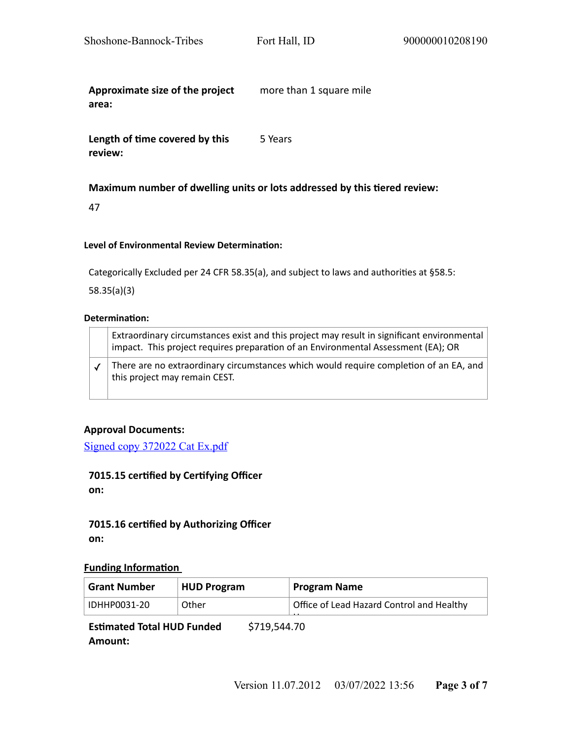**Approximate size of the project area:** more than 1 square mile

**Length of time covered by this review:** 5 Years

**Maximum number of dwelling units or lots addressed by this tiered review:**

47

**Level of Environmental Review Determination:**

Categorically Excluded per 24 CFR 58.35(a), and subject to laws and authorities at §58.5:

58.35(a)(3)

**Determination:**

| | |
|---|---|
| | Extraordinary circumstances exist and this project may result in significant environmental impact. This project requires preparation of an Environmental Assessment (EA); OR |
| ✓ | There are no extraordinary circumstances which would require completion of an EA, and this project may remain CEST. |

**Approval Documents:**

Signed copy 372022 Cat Ex.pdf

**7015.15 certified by Certifying Officer on:**

**7015.16 certified by Authorizing Officer on:**

**Funding Information**

| Grant Number | HUD Program | Program Name |
|---|---|---|
| IDHHP0031-20 | Other | Office of Lead Hazard Control and Healthy H |

**Estimated Total HUD Funded Amount:** $719,544.70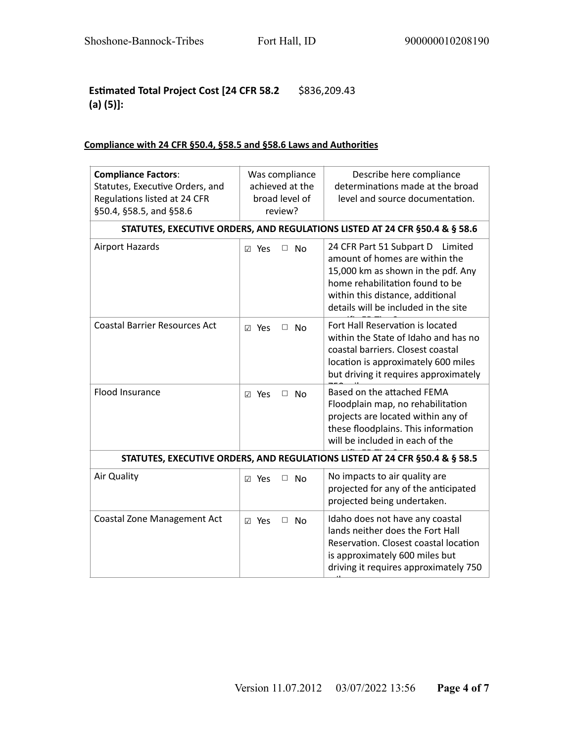**Estimated Total Project Cost [24 CFR 58.2 (a) (5)]:** $836,209.43

**Compliance with 24 CFR §50.4, §58.5 and §58.6 Laws and Authorities**

| **Compliance Factors**: Statutes, Executive Orders, and Regulations listed at 24 CFR §50.4, §58.5, and §58.6 | Was compliance achieved at the broad level of review? | Describe here compliance determinations made at the broad level and source documentation. |
|---|---|---|
| **STATUTES, EXECUTIVE ORDERS, AND REGULATIONS LISTED AT 24 CFR §50.4 & § 58.6** | | |
| Airport Hazards | ☑ Yes ☐ No | 24 CFR Part 51 Subpart D Limited amount of homes are within the 15,000 km as shown in the pdf. Any home rehabilitation found to be within this distance, additional details will be included in the site |
| Coastal Barrier Resources Act | ☑ Yes ☐ No | Fort Hall Reservation is located within the State of Idaho and has no coastal barriers. Closest coastal location is approximately 600 miles but driving it requires approximately |
| Flood Insurance | ☑ Yes ☐ No | Based on the attached FEMA Floodplain map, no rehabilitation projects are located within any of these floodplains. This information will be included in each of the |
| **STATUTES, EXECUTIVE ORDERS, AND REGULATIONS LISTED AT 24 CFR §50.4 & § 58.5** | | |
| Air Quality | ☑ Yes ☐ No | No impacts to air quality are projected for any of the anticipated projected being undertaken. |
| Coastal Zone Management Act | ☑ Yes ☐ No | Idaho does not have any coastal lands neither does the Fort Hall Reservation. Closest coastal location is approximately 600 miles but driving it requires approximately 750 |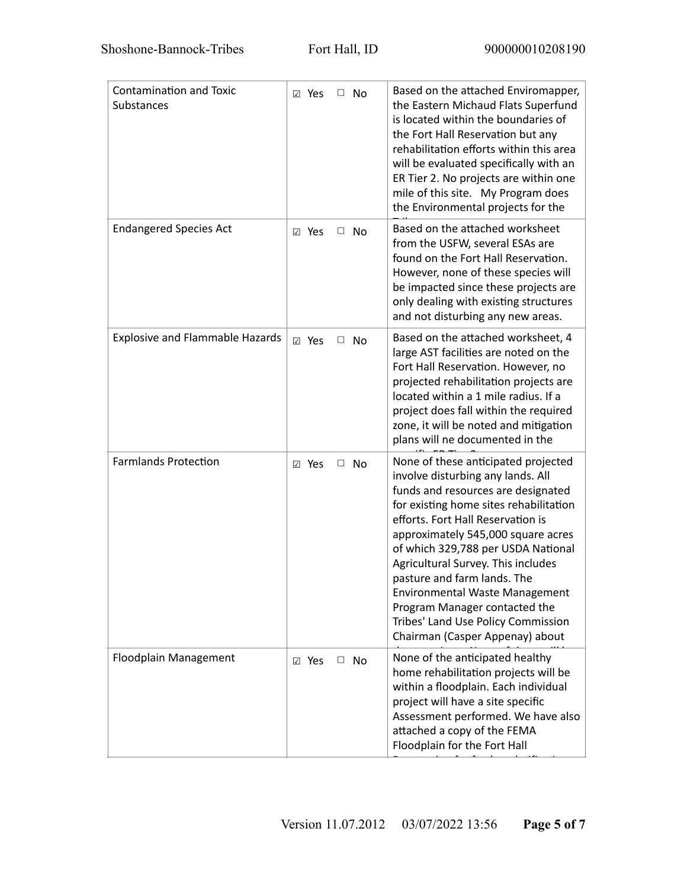| Contamination and Toxic Substances | ☑ Yes ☐ No | Based on the attached Enviromapper, the Eastern Michaud Flats Superfund is located within the boundaries of the Fort Hall Reservation but any rehabilitation efforts within this area will be evaluated specifically with an ER Tier 2. No projects are within one mile of this site. My Program does the Environmental projects for the |
|---|---|---|
| Endangered Species Act | ☑ Yes ☐ No | Based on the attached worksheet from the USFW, several ESAs are found on the Fort Hall Reservation. However, none of these species will be impacted since these projects are only dealing with existing structures and not disturbing any new areas. |
| Explosive and Flammable Hazards | ☑ Yes ☐ No | Based on the attached worksheet, 4 large AST facilities are noted on the Fort Hall Reservation. However, no projected rehabilitation projects are located within a 1 mile radius. If a project does fall within the required zone, it will be noted and mitigation plans will ne documented in the |
| Farmlands Protection | ☑ Yes ☐ No | None of these anticipated projected involve disturbing any lands. All funds and resources are designated for existing home sites rehabilitation efforts. Fort Hall Reservation is approximately 545,000 square acres of which 329,788 per USDA National Agricultural Survey. This includes pasture and farm lands. The Environmental Waste Management Program Manager contacted the Tribes' Land Use Policy Commission Chairman (Casper Appenay) about |
| Floodplain Management | ☑ Yes ☐ No | None of the anticipated healthy home rehabilitation projects will be within a floodplain. Each individual project will have a site specific Assessment performed. We have also attached a copy of the FEMA Floodplain for the Fort Hall |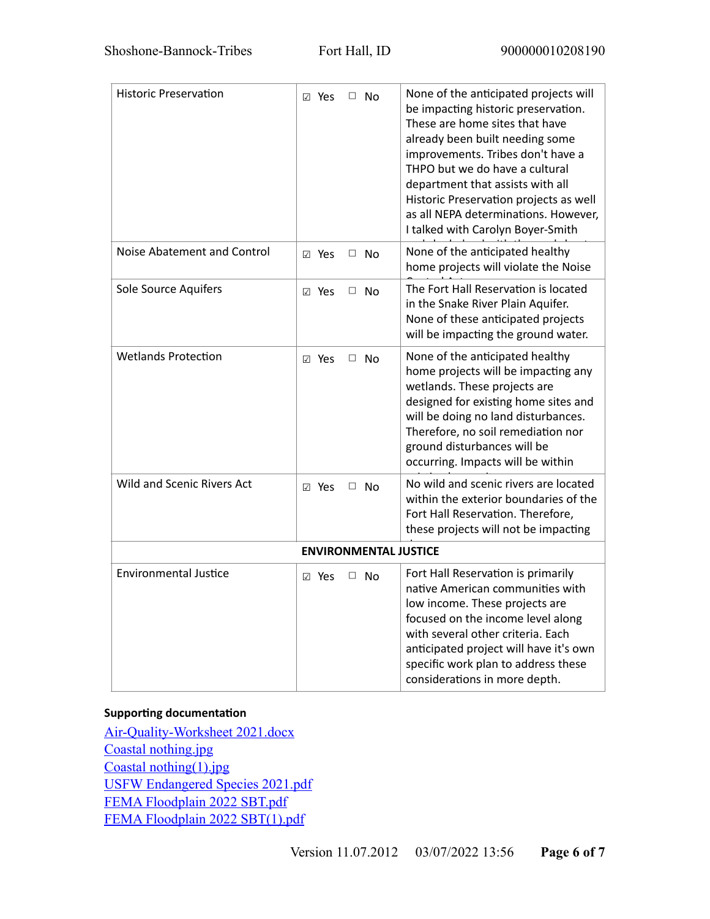| Historic Preservation | ☑ Yes ☐ No | None of the anticipated projects will be impacting historic preservation. These are home sites that have already been built needing some improvements. Tribes don't have a THPO but we do have a cultural department that assists with all Historic Preservation projects as well as all NEPA determinations. However, I talked with Carolyn Boyer-Smith |
|---|---|---|
| Noise Abatement and Control | ☑ Yes ☐ No | None of the anticipated healthy home projects will violate the Noise |
| Sole Source Aquifers | ☑ Yes ☐ No | The Fort Hall Reservation is located in the Snake River Plain Aquifer. None of these anticipated projects will be impacting the ground water. |
| Wetlands Protection | ☑ Yes ☐ No | None of the anticipated healthy home projects will be impacting any wetlands. These projects are designed for existing home sites and will be doing no land disturbances. Therefore, no soil remediation nor ground disturbances will be occurring. Impacts will be within |
| Wild and Scenic Rivers Act | ☑ Yes ☐ No | No wild and scenic rivers are located within the exterior boundaries of the Fort Hall Reservation. Therefore, these projects will not be impacting |
| | **ENVIRONMENTAL JUSTICE** | |
| Environmental Justice | ☑ Yes ☐ No | Fort Hall Reservation is primarily native American communities with low income. These projects are focused on the income level along with several other criteria. Each anticipated project will have it's own specific work plan to address these considerations in more depth. |

**Supporting documentation**

Air-Quality-Worksheet 2021.docx
Coastal nothing.jpg
Coastal nothing(1).jpg
USFW Endangered Species 2021.pdf
FEMA Floodplain 2022 SBT.pdf
FEMA Floodplain 2022 SBT(1).pdf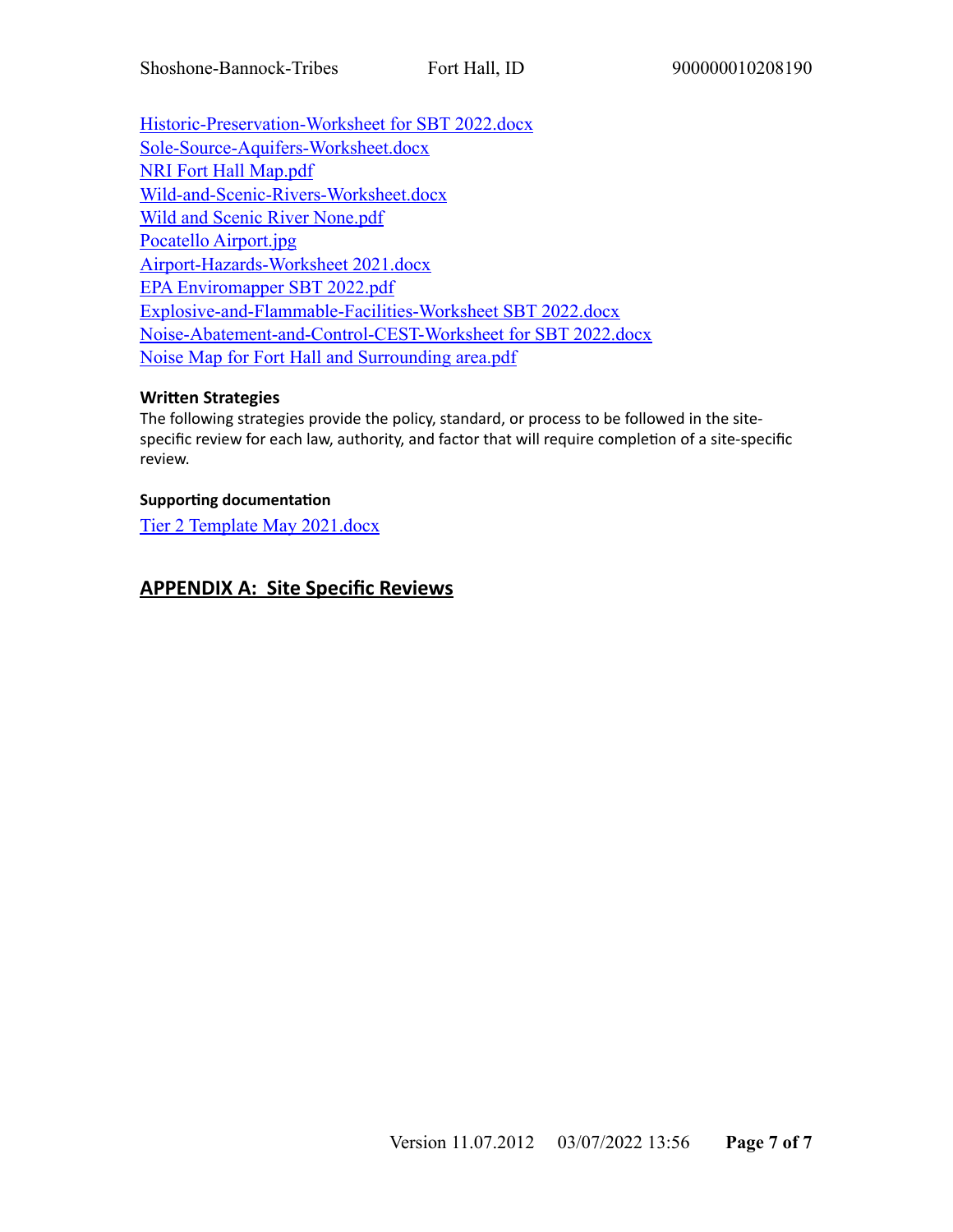Historic-Preservation-Worksheet for SBT 2022.docx
Sole-Source-Aquifers-Worksheet.docx
NRI Fort Hall Map.pdf
Wild-and-Scenic-Rivers-Worksheet.docx
Wild and Scenic River None.pdf
Pocatello Airport.jpg
Airport-Hazards-Worksheet 2021.docx
EPA Enviromapper SBT 2022.pdf
Explosive-and-Flammable-Facilities-Worksheet SBT 2022.docx
Noise-Abatement-and-Control-CEST-Worksheet for SBT 2022.docx
Noise Map for Fort Hall and Surrounding area.pdf

### Written Strategies

The following strategies provide the policy, standard, or process to be followed in the site-specific review for each law, authority, and factor that will require completion of a site-specific review.

#### Supporting documentation

Tier 2 Template May 2021.docx

## APPENDIX A: Site Specific Reviews